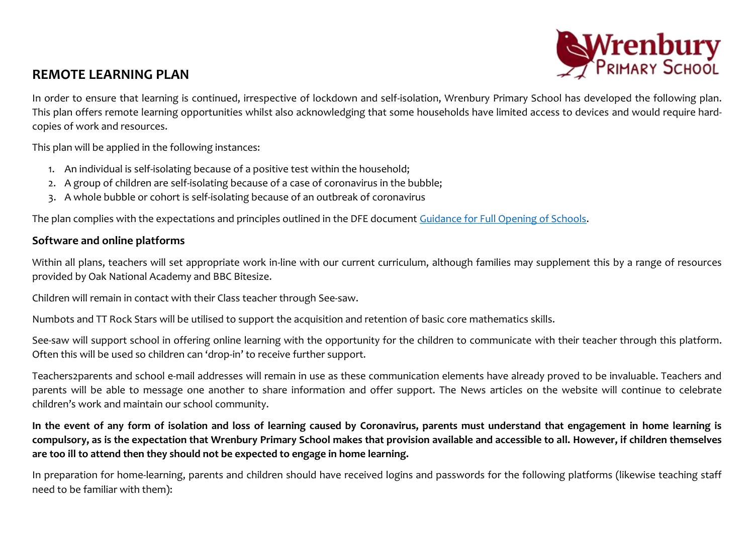## REMOTE LEARNING PLAN

In order to ensure that learning is continued, irrespective of lockdown and self-isolation, Wrenbury Primary School has developed the following plan. This plan offers remote learning opportunities whilst also acknowledging that some households have limited access to devices and would require hard-copies of work and resources.

This plan will be applied in the following instances:

1. An individual is self-isolating because of a positive test within the household;
2. A group of children are self-isolating because of a case of coronavirus in the bubble;
3. A whole bubble or cohort is self-isolating because of an outbreak of coronavirus

The plan complies with the expectations and principles outlined in the DFE document Guidance for Full Opening of Schools.

### Software and online platforms

Within all plans, teachers will set appropriate work in-line with our current curriculum, although families may supplement this by a range of resources provided by Oak National Academy and BBC Bitesize.

Children will remain in contact with their Class teacher through See-saw.

Numbots and TT Rock Stars will be utilised to support the acquisition and retention of basic core mathematics skills.

See-saw will support school in offering online learning with the opportunity for the children to communicate with their teacher through this platform. Often this will be used so children can 'drop-in' to receive further support.

Teachers2parents and school e-mail addresses will remain in use as these communication elements have already proved to be invaluable. Teachers and parents will be able to message one another to share information and offer support. The News articles on the website will continue to celebrate children's work and maintain our school community.

**In the event of any form of isolation and loss of learning caused by Coronavirus, parents must understand that engagement in home learning is compulsory, as is the expectation that Wrenbury Primary School makes that provision available and accessible to all. However, if children themselves are too ill to attend then they should not be expected to engage in home learning.**

In preparation for home-learning, parents and children should have received logins and passwords for the following platforms (likewise teaching staff need to be familiar with them):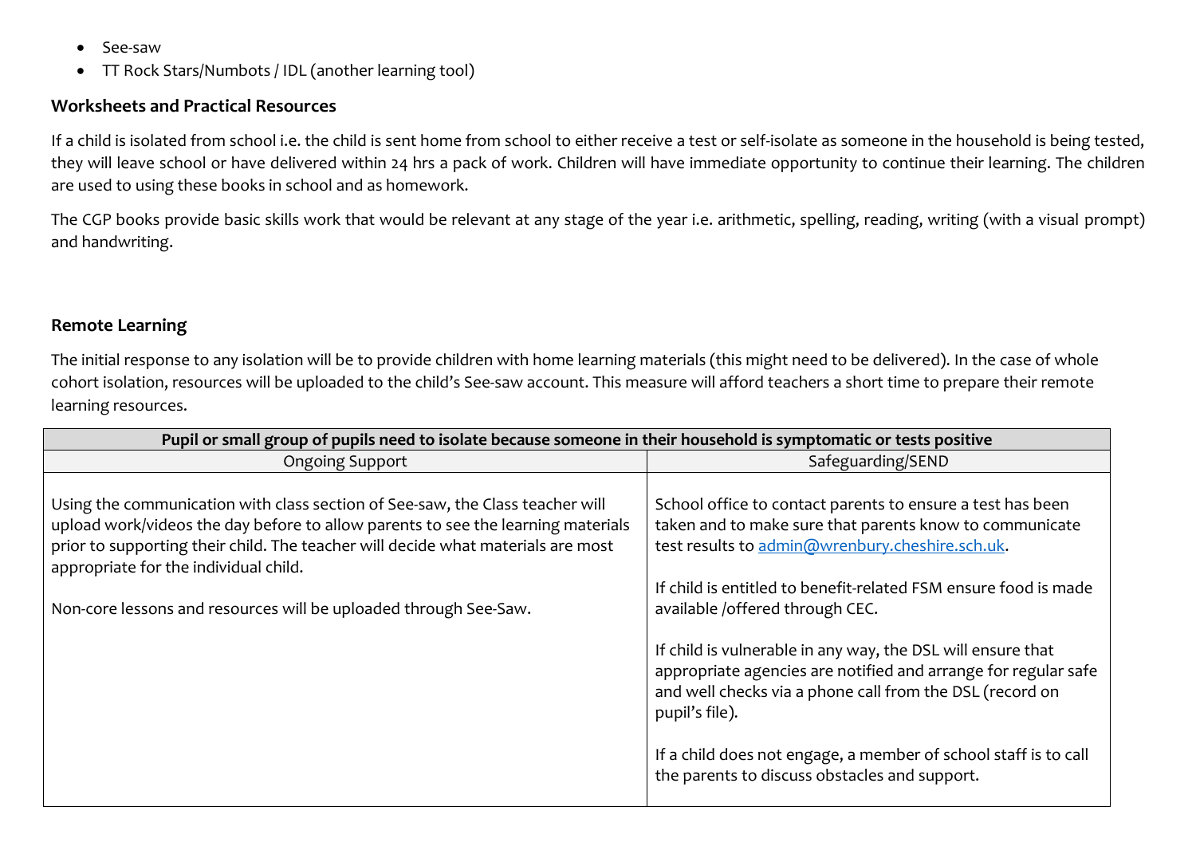- See-saw
- TT Rock Stars/Numbots / IDL (another learning tool)

### Worksheets and Practical Resources

If a child is isolated from school i.e. the child is sent home from school to either receive a test or self-isolate as someone in the household is being tested, they will leave school or have delivered within 24 hrs a pack of work. Children will have immediate opportunity to continue their learning. The children are used to using these books in school and as homework.

The CGP books provide basic skills work that would be relevant at any stage of the year i.e. arithmetic, spelling, reading, writing (with a visual prompt) and handwriting.

### Remote Learning

The initial response to any isolation will be to provide children with home learning materials (this might need to be delivered). In the case of whole cohort isolation, resources will be uploaded to the child's See-saw account. This measure will afford teachers a short time to prepare their remote learning resources.

| **Pupil or small group of pupils need to isolate because someone in their household is symptomatic or tests positive** | |
|---|---|
| Ongoing Support | Safeguarding/SEND |
| Using the communication with class section of See-saw, the Class teacher will upload work/videos the day before to allow parents to see the learning materials prior to supporting their child. The teacher will decide what materials are most appropriate for the individual child.<br><br>Non-core lessons and resources will be uploaded through See-Saw. | School office to contact parents to ensure a test has been taken and to make sure that parents know to communicate test results to admin@wrenbury.cheshire.sch.uk.<br><br>If child is entitled to benefit-related FSM ensure food is made available /offered through CEC.<br><br>If child is vulnerable in any way, the DSL will ensure that appropriate agencies are notified and arrange for regular safe and well checks via a phone call from the DSL (record on pupil's file).<br><br>If a child does not engage, a member of school staff is to call the parents to discuss obstacles and support. |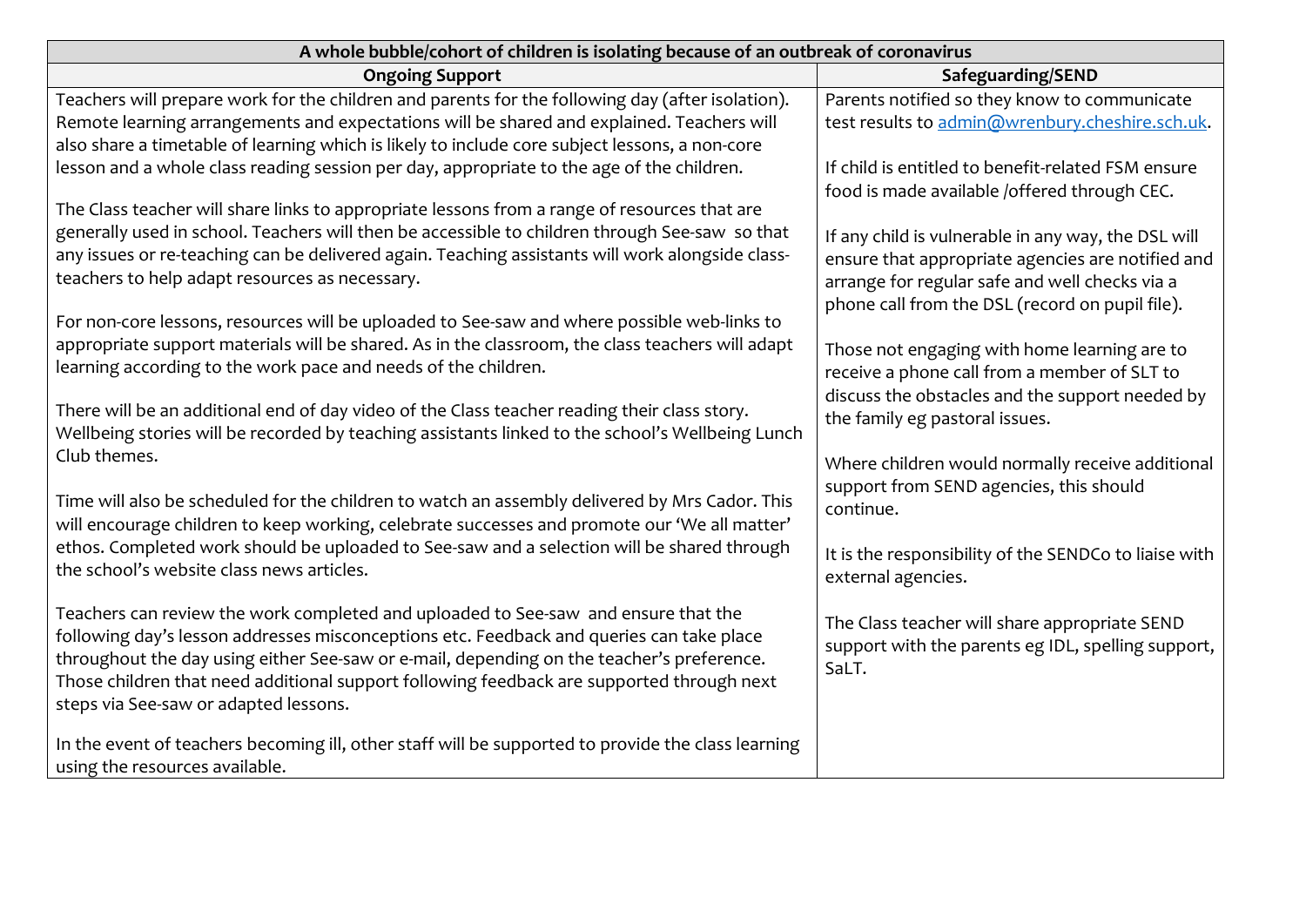| A whole bubble/cohort of children is isolating because of an outbreak of coronavirus | |
|---|---|
| **Ongoing Support** | **Safeguarding/SEND** |
| Teachers will prepare work for the children and parents for the following day (after isolation). Remote learning arrangements and expectations will be shared and explained. Teachers will also share a timetable of learning which is likely to include core subject lessons, a non-core lesson and a whole class reading session per day, appropriate to the age of the children.<br><br>The Class teacher will share links to appropriate lessons from a range of resources that are generally used in school. Teachers will then be accessible to children through See-saw so that any issues or re-teaching can be delivered again. Teaching assistants will work alongside class-teachers to help adapt resources as necessary.<br><br>For non-core lessons, resources will be uploaded to See-saw and where possible web-links to appropriate support materials will be shared. As in the classroom, the class teachers will adapt learning according to the work pace and needs of the children.<br><br>There will be an additional end of day video of the Class teacher reading their class story. Wellbeing stories will be recorded by teaching assistants linked to the school's Wellbeing Lunch Club themes.<br><br>Time will also be scheduled for the children to watch an assembly delivered by Mrs Cador. This will encourage children to keep working, celebrate successes and promote our 'We all matter' ethos. Completed work should be uploaded to See-saw and a selection will be shared through the school's website class news articles.<br><br>Teachers can review the work completed and uploaded to See-saw and ensure that the following day's lesson addresses misconceptions etc. Feedback and queries can take place throughout the day using either See-saw or e-mail, depending on the teacher's preference. Those children that need additional support following feedback are supported through next steps via See-saw or adapted lessons.<br><br>In the event of teachers becoming ill, other staff will be supported to provide the class learning using the resources available. | Parents notified so they know to communicate test results to admin@wrenbury.cheshire.sch.uk.<br><br>If child is entitled to benefit-related FSM ensure food is made available /offered through CEC.<br><br>If any child is vulnerable in any way, the DSL will ensure that appropriate agencies are notified and arrange for regular safe and well checks via a phone call from the DSL (record on pupil file).<br><br>Those not engaging with home learning are to receive a phone call from a member of SLT to discuss the obstacles and the support needed by the family eg pastoral issues.<br><br>Where children would normally receive additional support from SEND agencies, this should continue.<br><br>It is the responsibility of the SENDCo to liaise with external agencies.<br><br>The Class teacher will share appropriate SEND support with the parents eg IDL, spelling support, SaLT. |